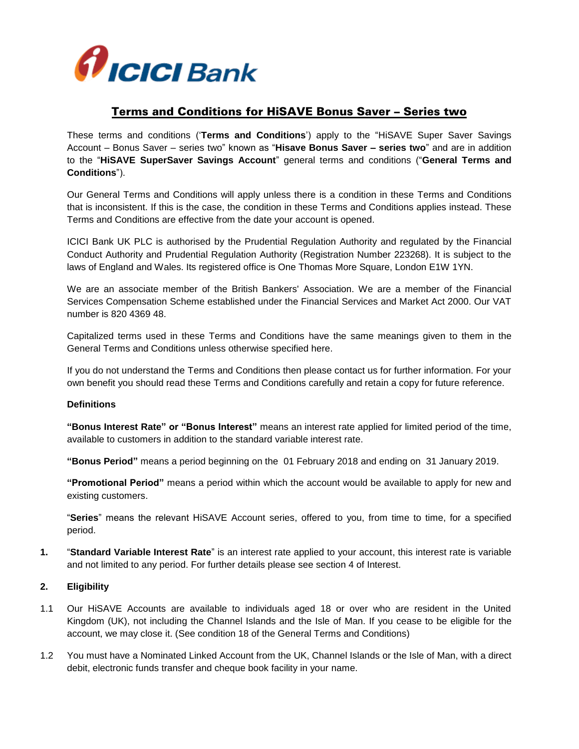ICICI Bank

# Terms and Conditions for HiSAVE Bonus Saver – Series two

These terms and conditions ('**Terms and Conditions**') apply to the "HiSAVE Super Saver Savings Account – Bonus Saver – series two" known as "**Hisave Bonus Saver – series two**" and are in addition to the "**HiSAVE SuperSaver Savings Account**" general terms and conditions ("**General Terms and Conditions**").

Our General Terms and Conditions will apply unless there is a condition in these Terms and Conditions that is inconsistent. If this is the case, the condition in these Terms and Conditions applies instead. These Terms and Conditions are effective from the date your account is opened.

ICICI Bank UK PLC is authorised by the Prudential Regulation Authority and regulated by the Financial Conduct Authority and Prudential Regulation Authority (Registration Number 223268). It is subject to the laws of England and Wales. Its registered office is One Thomas More Square, London E1W 1YN.

We are an associate member of the British Bankers' Association. We are a member of the Financial Services Compensation Scheme established under the Financial Services and Market Act 2000. Our VAT number is 820 4369 48.

Capitalized terms used in these Terms and Conditions have the same meanings given to them in the General Terms and Conditions unless otherwise specified here.

If you do not understand the Terms and Conditions then please contact us for further information. For your own benefit you should read these Terms and Conditions carefully and retain a copy for future reference.

**Definitions**

**"Bonus Interest Rate" or "Bonus Interest"** means an interest rate applied for limited period of the time, available to customers in addition to the standard variable interest rate.

**"Bonus Period"** means a period beginning on the 01 February 2018 and ending on 31 January 2019.

**"Promotional Period"** means a period within which the account would be available to apply for new and existing customers.

"**Series**" means the relevant HiSAVE Account series, offered to you, from time to time, for a specified period.

**1.** "**Standard Variable Interest Rate**" is an interest rate applied to your account, this interest rate is variable and not limited to any period. For further details please see section 4 of Interest.

**2. Eligibility**

1.1 Our HiSAVE Accounts are available to individuals aged 18 or over who are resident in the United Kingdom (UK), not including the Channel Islands and the Isle of Man. If you cease to be eligible for the account, we may close it. (See condition 18 of the General Terms and Conditions)

1.2 You must have a Nominated Linked Account from the UK, Channel Islands or the Isle of Man, with a direct debit, electronic funds transfer and cheque book facility in your name.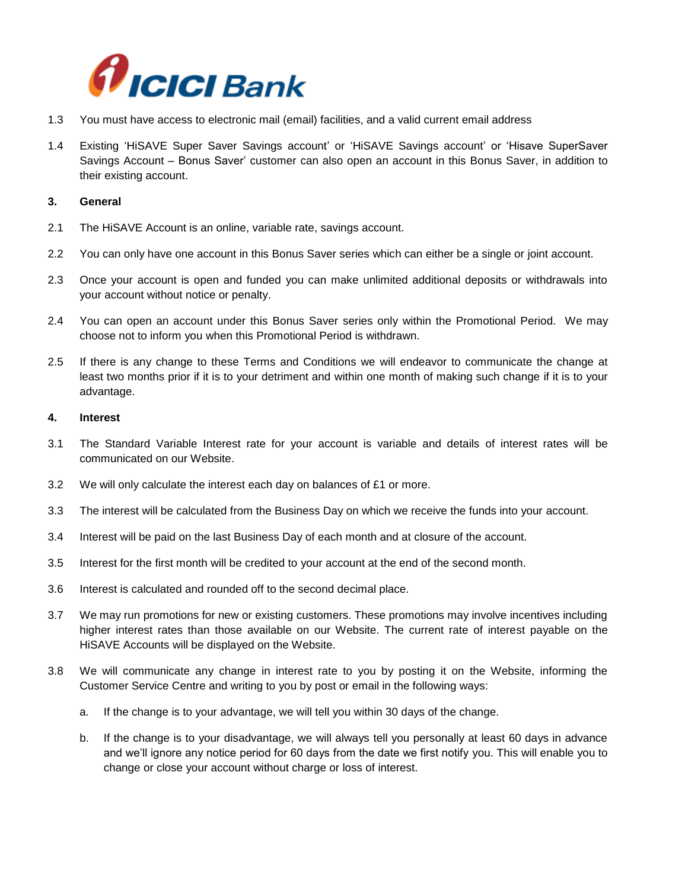1.3 You must have access to electronic mail (email) facilities, and a valid current email address

1.4 Existing 'HiSAVE Super Saver Savings account' or 'HiSAVE Savings account' or 'Hisave SuperSaver Savings Account – Bonus Saver' customer can also open an account in this Bonus Saver, in addition to their existing account.

**3. General**

2.1 The HiSAVE Account is an online, variable rate, savings account.

2.2 You can only have one account in this Bonus Saver series which can either be a single or joint account.

2.3 Once your account is open and funded you can make unlimited additional deposits or withdrawals into your account without notice or penalty.

2.4 You can open an account under this Bonus Saver series only within the Promotional Period. We may choose not to inform you when this Promotional Period is withdrawn.

2.5 If there is any change to these Terms and Conditions we will endeavor to communicate the change at least two months prior if it is to your detriment and within one month of making such change if it is to your advantage.

**4. Interest**

3.1 The Standard Variable Interest rate for your account is variable and details of interest rates will be communicated on our Website.

3.2 We will only calculate the interest each day on balances of £1 or more.

3.3 The interest will be calculated from the Business Day on which we receive the funds into your account.

3.4 Interest will be paid on the last Business Day of each month and at closure of the account.

3.5 Interest for the first month will be credited to your account at the end of the second month.

3.6 Interest is calculated and rounded off to the second decimal place.

3.7 We may run promotions for new or existing customers. These promotions may involve incentives including higher interest rates than those available on our Website. The current rate of interest payable on the HiSAVE Accounts will be displayed on the Website.

3.8 We will communicate any change in interest rate to you by posting it on the Website, informing the Customer Service Centre and writing to you by post or email in the following ways:

a. If the change is to your advantage, we will tell you within 30 days of the change.

b. If the change is to your disadvantage, we will always tell you personally at least 60 days in advance and we'll ignore any notice period for 60 days from the date we first notify you. This will enable you to change or close your account without charge or loss of interest.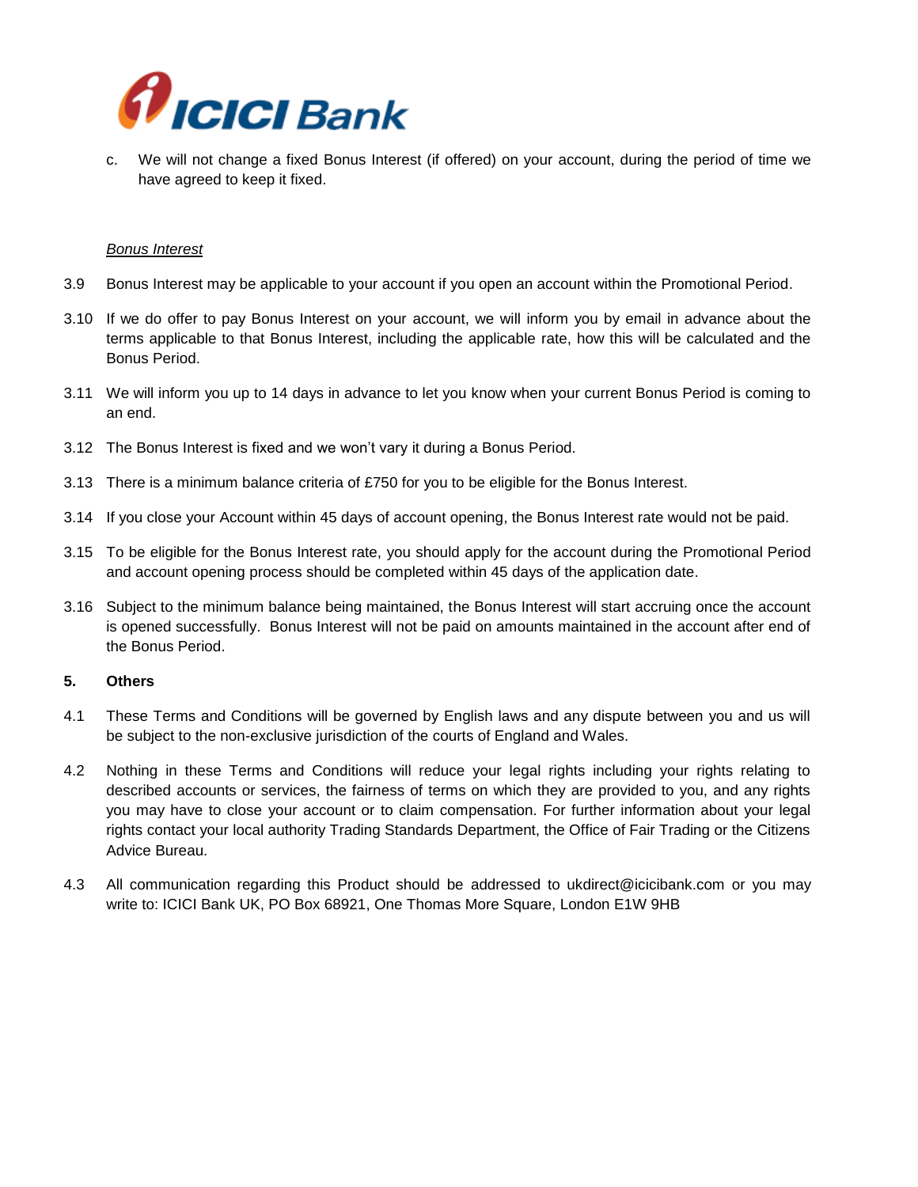c. We will not change a fixed Bonus Interest (if offered) on your account, during the period of time we have agreed to keep it fixed.

*Bonus Interest*

3.9 Bonus Interest may be applicable to your account if you open an account within the Promotional Period.

3.10 If we do offer to pay Bonus Interest on your account, we will inform you by email in advance about the terms applicable to that Bonus Interest, including the applicable rate, how this will be calculated and the Bonus Period.

3.11 We will inform you up to 14 days in advance to let you know when your current Bonus Period is coming to an end.

3.12 The Bonus Interest is fixed and we won't vary it during a Bonus Period.

3.13 There is a minimum balance criteria of £750 for you to be eligible for the Bonus Interest.

3.14 If you close your Account within 45 days of account opening, the Bonus Interest rate would not be paid.

3.15 To be eligible for the Bonus Interest rate, you should apply for the account during the Promotional Period and account opening process should be completed within 45 days of the application date.

3.16 Subject to the minimum balance being maintained, the Bonus Interest will start accruing once the account is opened successfully. Bonus Interest will not be paid on amounts maintained in the account after end of the Bonus Period.

**5. Others**

4.1 These Terms and Conditions will be governed by English laws and any dispute between you and us will be subject to the non-exclusive jurisdiction of the courts of England and Wales.

4.2 Nothing in these Terms and Conditions will reduce your legal rights including your rights relating to described accounts or services, the fairness of terms on which they are provided to you, and any rights you may have to close your account or to claim compensation. For further information about your legal rights contact your local authority Trading Standards Department, the Office of Fair Trading or the Citizens Advice Bureau.

4.3 All communication regarding this Product should be addressed to ukdirect@icicibank.com or you may write to: ICICI Bank UK, PO Box 68921, One Thomas More Square, London E1W 9HB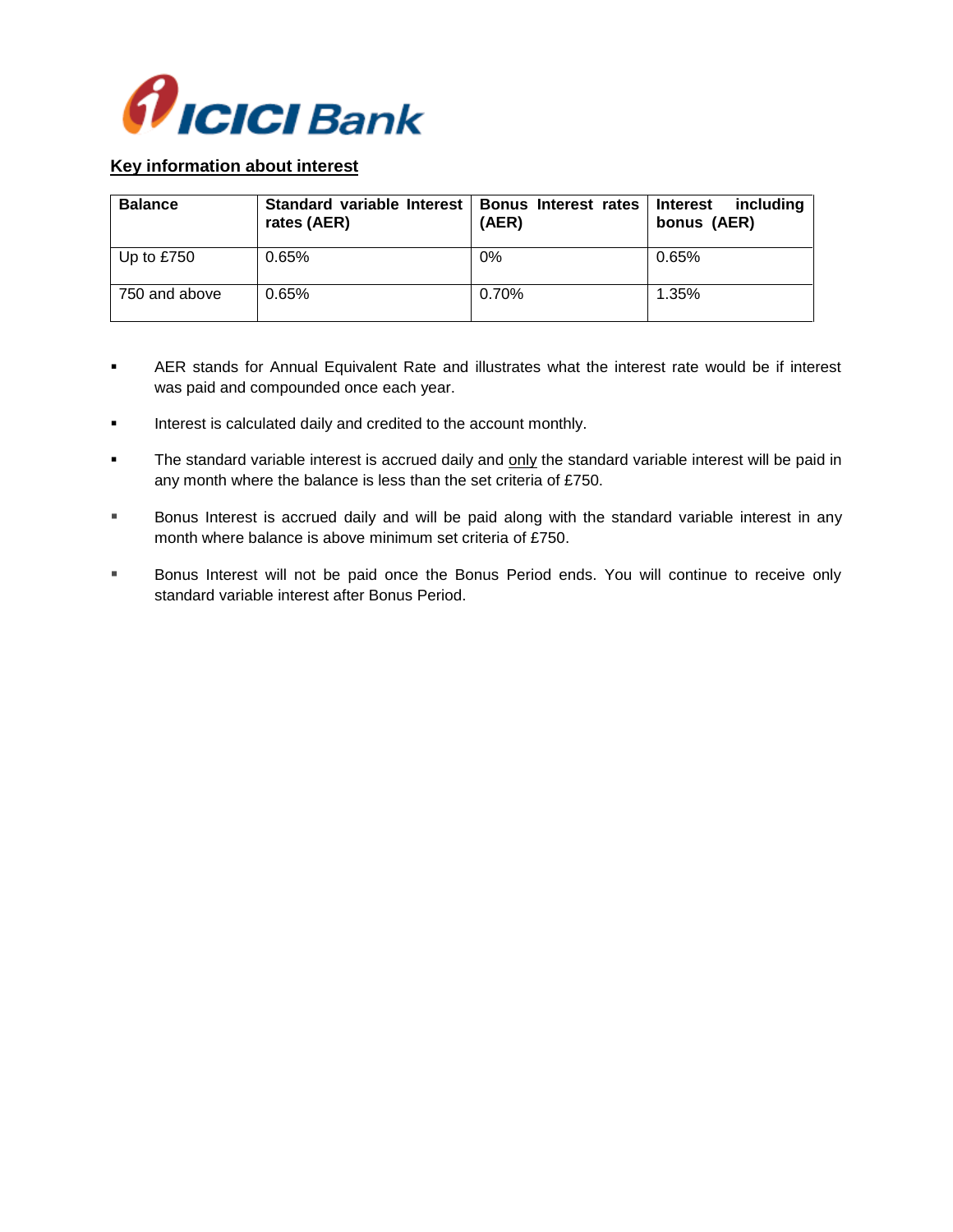## Key information about interest

| Balance | Standard variable Interest rates (AER) | Bonus Interest rates (AER) | Interest including bonus (AER) |
|---|---|---|---|
| Up to £750 | 0.65% | 0% | 0.65% |
| 750 and above | 0.65% | 0.70% | 1.35% |

- AER stands for Annual Equivalent Rate and illustrates what the interest rate would be if interest was paid and compounded once each year.
- Interest is calculated daily and credited to the account monthly.
- The standard variable interest is accrued daily and only the standard variable interest will be paid in any month where the balance is less than the set criteria of £750.
- Bonus Interest is accrued daily and will be paid along with the standard variable interest in any month where balance is above minimum set criteria of £750.
- Bonus Interest will not be paid once the Bonus Period ends. You will continue to receive only standard variable interest after Bonus Period.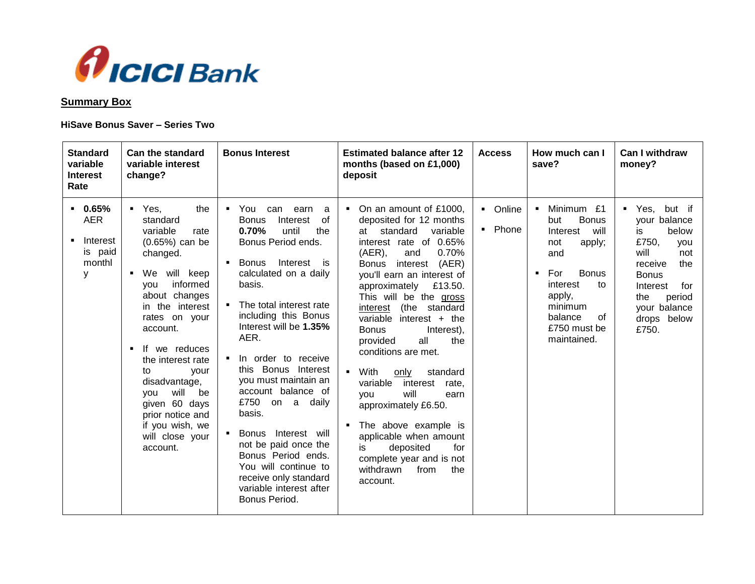ICICI Bank

**Summary Box**

**HiSave Bonus Saver – Series Two**

| Standard variable Interest Rate | Can the standard variable interest rate change? | Bonus Interest | Estimated balance after 12 months (based on £1,000) deposit | Access | How much can I save? | Can I withdraw money? |
|---|---|---|---|---|---|---|
| ▪ **0.65%** AER<br>▪ Interest is paid monthly | ▪ Yes, the standard variable rate (0.65%) can be changed.<br>▪ We will keep you informed about changes in the interest rates on your account.<br>▪ If we reduces the interest rate to your disadvantage, you will be given 60 days prior notice and if you wish, we will close your account. | ▪ You can earn a Bonus Interest of **0.70%** until the Bonus Period ends.<br>▪ Bonus Interest is calculated on a daily basis.<br>▪ The total interest rate including this Bonus Interest will be **1.35%** AER.<br>▪ In order to receive this Bonus Interest you must maintain an account balance of £750 on a daily basis.<br>▪ Bonus Interest will not be paid once the Bonus Period ends. You will continue to receive only standard variable interest after Bonus Period. | ▪ On an amount of £1000, deposited for 12 months at standard variable interest rate of 0.65% (AER), and 0.70% Bonus interest (AER) you'll earn an interest of approximately £13.50. This will be the <u>gross interest</u> (the standard variable interest + the Bonus Interest), provided all the conditions are met.<br>▪ With <u>only</u> standard variable interest rate, you will earn approximately £6.50.<br>▪ The above example is applicable when amount is deposited for complete year and is not withdrawn from the account. | ▪ Online<br>▪ Phone | ▪ Minimum £1 but Bonus Interest will not apply; and<br>▪ For Bonus interest to apply, minimum balance of £750 must be maintained. | ▪ Yes, but if your balance is below £750, you will not receive the Bonus Interest for the period your balance drops below £750. |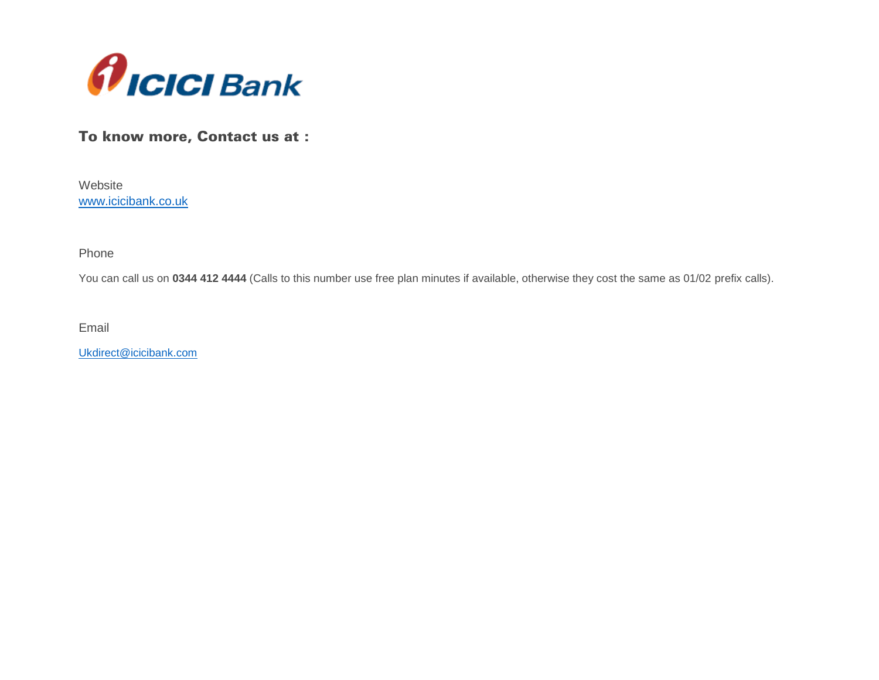ICICI Bank

## To know more, Contact us at :

Website
[www.icicibank.co.uk](http://www.icicibank.co.uk)

Phone

You can call us on **0344 412 4444** (Calls to this number use free plan minutes if available, otherwise they cost the same as 01/02 prefix calls).

Email

[Ukdirect@icicibank.com](mailto:Ukdirect@icicibank.com)